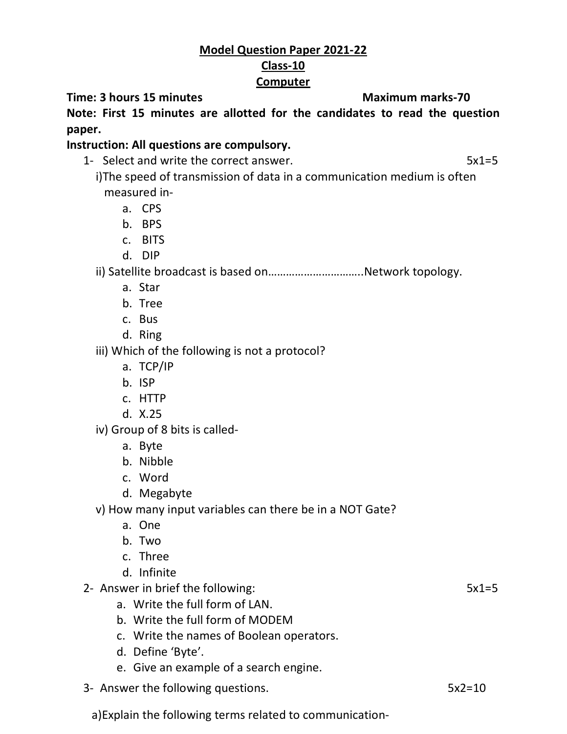# Model Question Paper 2021-22

## Class-10

## Computer

**Time: 3 hours 15 minutes** **Maximum marks-70**

**Note: First 15 minutes are allotted for the candidates to read the question paper.**

**Instruction: All questions are compulsory.**

1- Select and write the correct answer. 5x1=5

i)The speed of transmission of data in a communication medium is often measured in-

a. CPS
b. BPS
c. BITS
d. DIP

ii) Satellite broadcast is based on…………………………..Network topology.

a. Star
b. Tree
c. Bus
d. Ring

iii) Which of the following is not a protocol?

a. TCP/IP
b. ISP
c. HTTP
d. X.25

iv) Group of 8 bits is called-

a. Byte
b. Nibble
c. Word
d. Megabyte

v) How many input variables can there be in a NOT Gate?

a. One
b. Two
c. Three
d. Infinite

2- Answer in brief the following: 5x1=5

a. Write the full form of LAN.
b. Write the full form of MODEM
c. Write the names of Boolean operators.
d. Define 'Byte'.
e. Give an example of a search engine.

3- Answer the following questions. 5x2=10

a)Explain the following terms related to communication-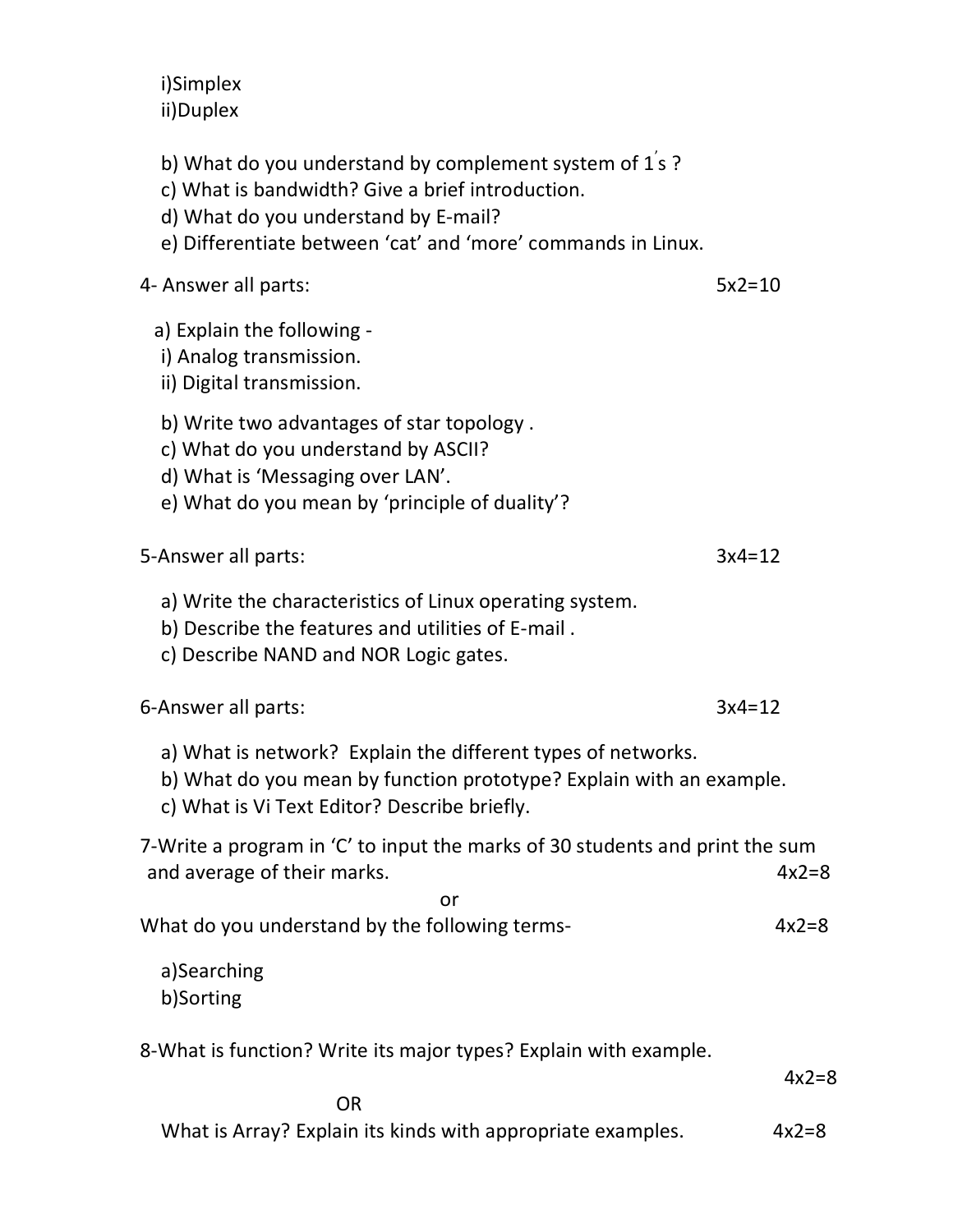i) Simplex
ii) Duplex

b) What do you understand by complement system of 1's ?
c) What is bandwidth? Give a brief introduction.
d) What do you understand by E-mail?
e) Differentiate between 'cat' and 'more' commands in Linux.

4- Answer all parts: 5x2=10

a) Explain the following -
i) Analog transmission.
ii) Digital transmission.

b) Write two advantages of star topology .
c) What do you understand by ASCII?
d) What is 'Messaging over LAN'.
e) What do you mean by 'principle of duality'?

5-Answer all parts: 3x4=12

a) Write the characteristics of Linux operating system.
b) Describe the features and utilities of E-mail .
c) Describe NAND and NOR Logic gates.

6-Answer all parts: 3x4=12

a) What is network? Explain the different types of networks.
b) What do you mean by function prototype? Explain with an example.
c) What is Vi Text Editor? Describe briefly.

7-Write a program in 'C' to input the marks of 30 students and print the sum and average of their marks. 4x2=8

or

What do you understand by the following terms- 4x2=8

a) Searching
b) Sorting

8-What is function? Write its major types? Explain with example. 4x2=8

OR

What is Array? Explain its kinds with appropriate examples. 4x2=8